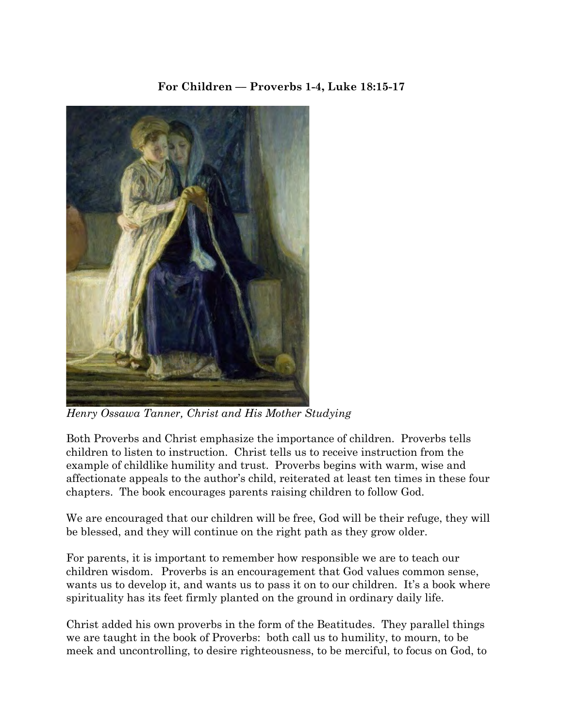**For Children — Proverbs 1-4, Luke 18:15-17**

*Henry Ossawa Tanner, Christ and His Mother Studying*

Both Proverbs and Christ emphasize the importance of children. Proverbs tells children to listen to instruction. Christ tells us to receive instruction from the example of childlike humility and trust. Proverbs begins with warm, wise and affectionate appeals to the author's child, reiterated at least ten times in these four chapters. The book encourages parents raising children to follow God.

We are encouraged that our children will be free, God will be their refuge, they will be blessed, and they will continue on the right path as they grow older.

For parents, it is important to remember how responsible we are to teach our children wisdom. Proverbs is an encouragement that God values common sense, wants us to develop it, and wants us to pass it on to our children. It's a book where spirituality has its feet firmly planted on the ground in ordinary daily life.

Christ added his own proverbs in the form of the Beatitudes. They parallel things we are taught in the book of Proverbs: both call us to humility, to mourn, to be meek and uncontrolling, to desire righteousness, to be merciful, to focus on God, to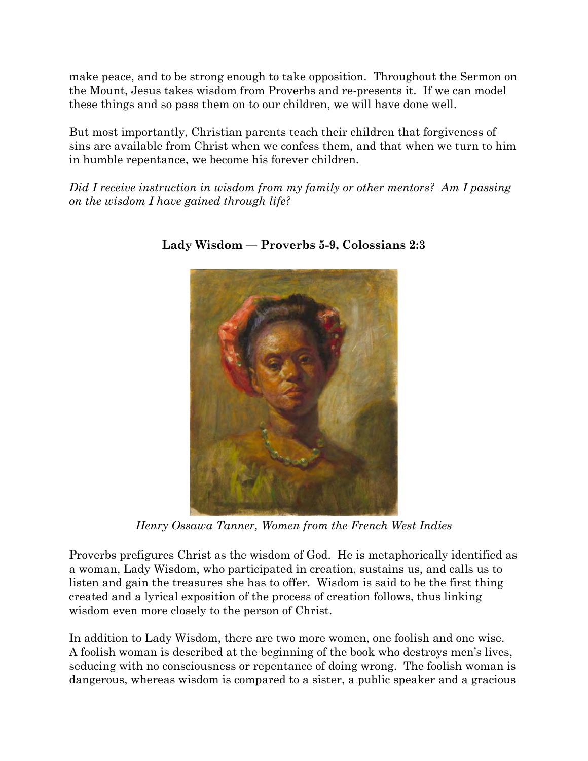make peace, and to be strong enough to take opposition. Throughout the Sermon on the Mount, Jesus takes wisdom from Proverbs and re-presents it. If we can model these things and so pass them on to our children, we will have done well.

But most importantly, Christian parents teach their children that forgiveness of sins are available from Christ when we confess them, and that when we turn to him in humble repentance, we become his forever children.

*Did I receive instruction in wisdom from my family or other mentors? Am I passing on the wisdom I have gained through life?*

**Lady Wisdom — Proverbs 5-9, Colossians 2:3**

*Henry Ossawa Tanner, Women from the French West Indies*

Proverbs prefigures Christ as the wisdom of God. He is metaphorically identified as a woman, Lady Wisdom, who participated in creation, sustains us, and calls us to listen and gain the treasures she has to offer. Wisdom is said to be the first thing created and a lyrical exposition of the process of creation follows, thus linking wisdom even more closely to the person of Christ.

In addition to Lady Wisdom, there are two more women, one foolish and one wise. A foolish woman is described at the beginning of the book who destroys men's lives, seducing with no consciousness or repentance of doing wrong. The foolish woman is dangerous, whereas wisdom is compared to a sister, a public speaker and a gracious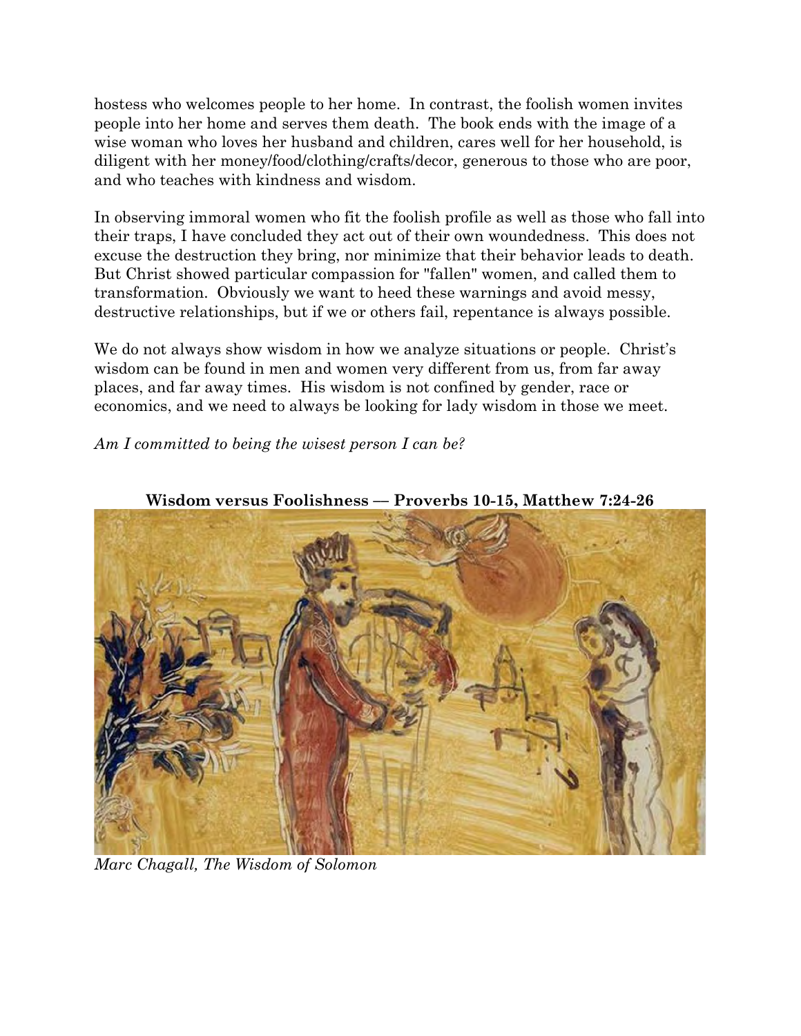hostess who welcomes people to her home. In contrast, the foolish women invites people into her home and serves them death. The book ends with the image of a wise woman who loves her husband and children, cares well for her household, is diligent with her money/food/clothing/crafts/decor, generous to those who are poor, and who teaches with kindness and wisdom.

In observing immoral women who fit the foolish profile as well as those who fall into their traps, I have concluded they act out of their own woundedness. This does not excuse the destruction they bring, nor minimize that their behavior leads to death. But Christ showed particular compassion for "fallen" women, and called them to transformation. Obviously we want to heed these warnings and avoid messy, destructive relationships, but if we or others fail, repentance is always possible.

We do not always show wisdom in how we analyze situations or people. Christ's wisdom can be found in men and women very different from us, from far away places, and far away times. His wisdom is not confined by gender, race or economics, and we need to always be looking for lady wisdom in those we meet.

*Am I committed to being the wisest person I can be?*

## Wisdom versus Foolishness — Proverbs 10-15, Matthew 7:24-26

*Marc Chagall, The Wisdom of Solomon*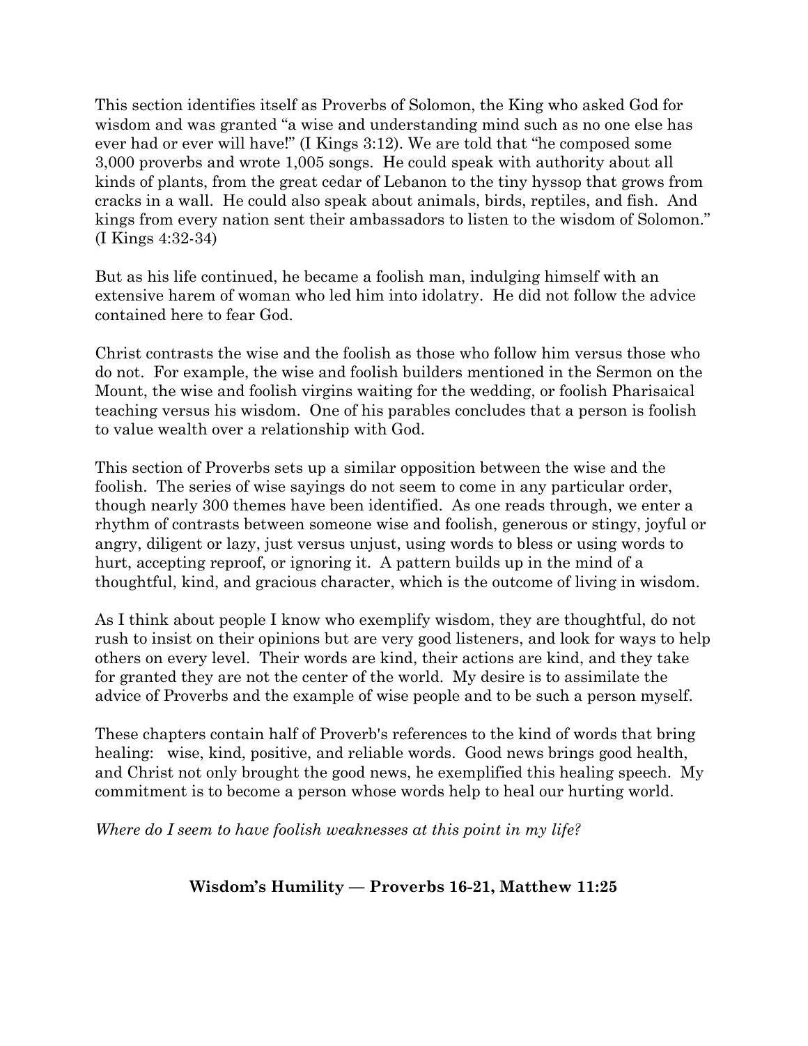This section identifies itself as Proverbs of Solomon, the King who asked God for wisdom and was granted "a wise and understanding mind such as no one else has ever had or ever will have!" (I Kings 3:12). We are told that "he composed some 3,000 proverbs and wrote 1,005 songs. He could speak with authority about all kinds of plants, from the great cedar of Lebanon to the tiny hyssop that grows from cracks in a wall. He could also speak about animals, birds, reptiles, and fish. And kings from every nation sent their ambassadors to listen to the wisdom of Solomon." (I Kings 4:32-34)

But as his life continued, he became a foolish man, indulging himself with an extensive harem of woman who led him into idolatry. He did not follow the advice contained here to fear God.

Christ contrasts the wise and the foolish as those who follow him versus those who do not. For example, the wise and foolish builders mentioned in the Sermon on the Mount, the wise and foolish virgins waiting for the wedding, or foolish Pharisaical teaching versus his wisdom. One of his parables concludes that a person is foolish to value wealth over a relationship with God.

This section of Proverbs sets up a similar opposition between the wise and the foolish. The series of wise sayings do not seem to come in any particular order, though nearly 300 themes have been identified. As one reads through, we enter a rhythm of contrasts between someone wise and foolish, generous or stingy, joyful or angry, diligent or lazy, just versus unjust, using words to bless or using words to hurt, accepting reproof, or ignoring it. A pattern builds up in the mind of a thoughtful, kind, and gracious character, which is the outcome of living in wisdom.

As I think about people I know who exemplify wisdom, they are thoughtful, do not rush to insist on their opinions but are very good listeners, and look for ways to help others on every level. Their words are kind, their actions are kind, and they take for granted they are not the center of the world. My desire is to assimilate the advice of Proverbs and the example of wise people and to be such a person myself.

These chapters contain half of Proverb's references to the kind of words that bring healing: wise, kind, positive, and reliable words. Good news brings good health, and Christ not only brought the good news, he exemplified this healing speech. My commitment is to become a person whose words help to heal our hurting world.

*Where do I seem to have foolish weaknesses at this point in my life?*

## Wisdom's Humility — Proverbs 16-21, Matthew 11:25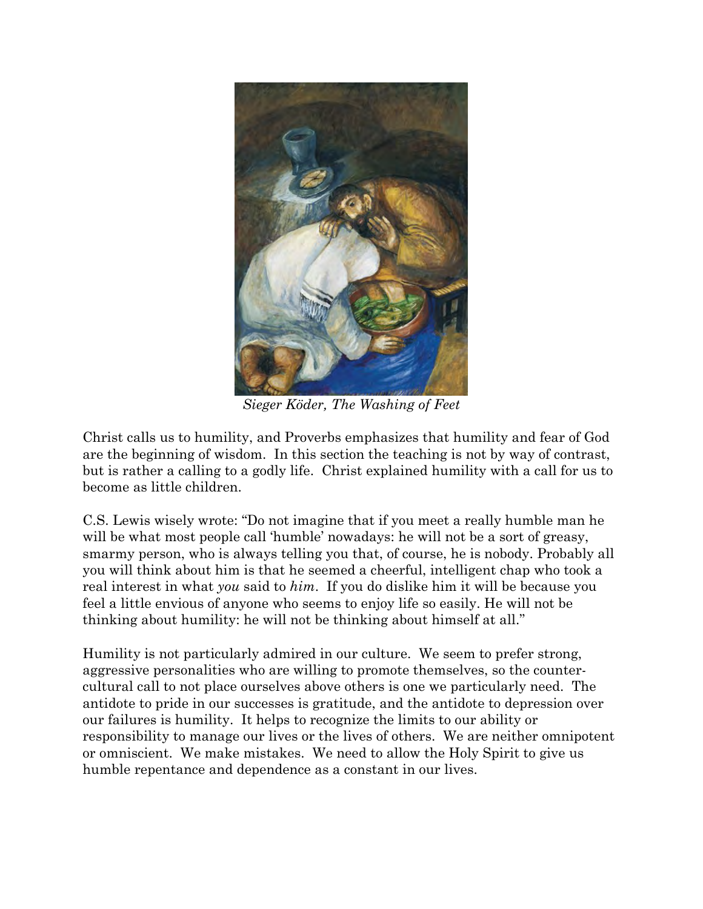*Sieger Köder, The Washing of Feet*

Christ calls us to humility, and Proverbs emphasizes that humility and fear of God are the beginning of wisdom. In this section the teaching is not by way of contrast, but is rather a calling to a godly life. Christ explained humility with a call for us to become as little children.

C.S. Lewis wisely wrote: "Do not imagine that if you meet a really humble man he will be what most people call 'humble' nowadays: he will not be a sort of greasy, smarmy person, who is always telling you that, of course, he is nobody. Probably all you will think about him is that he seemed a cheerful, intelligent chap who took a real interest in what *you* said to *him*. If you do dislike him it will be because you feel a little envious of anyone who seems to enjoy life so easily. He will not be thinking about humility: he will not be thinking about himself at all."

Humility is not particularly admired in our culture. We seem to prefer strong, aggressive personalities who are willing to promote themselves, so the counter-cultural call to not place ourselves above others is one we particularly need. The antidote to pride in our successes is gratitude, and the antidote to depression over our failures is humility. It helps to recognize the limits to our ability or responsibility to manage our lives or the lives of others. We are neither omnipotent or omniscient. We make mistakes. We need to allow the Holy Spirit to give us humble repentance and dependence as a constant in our lives.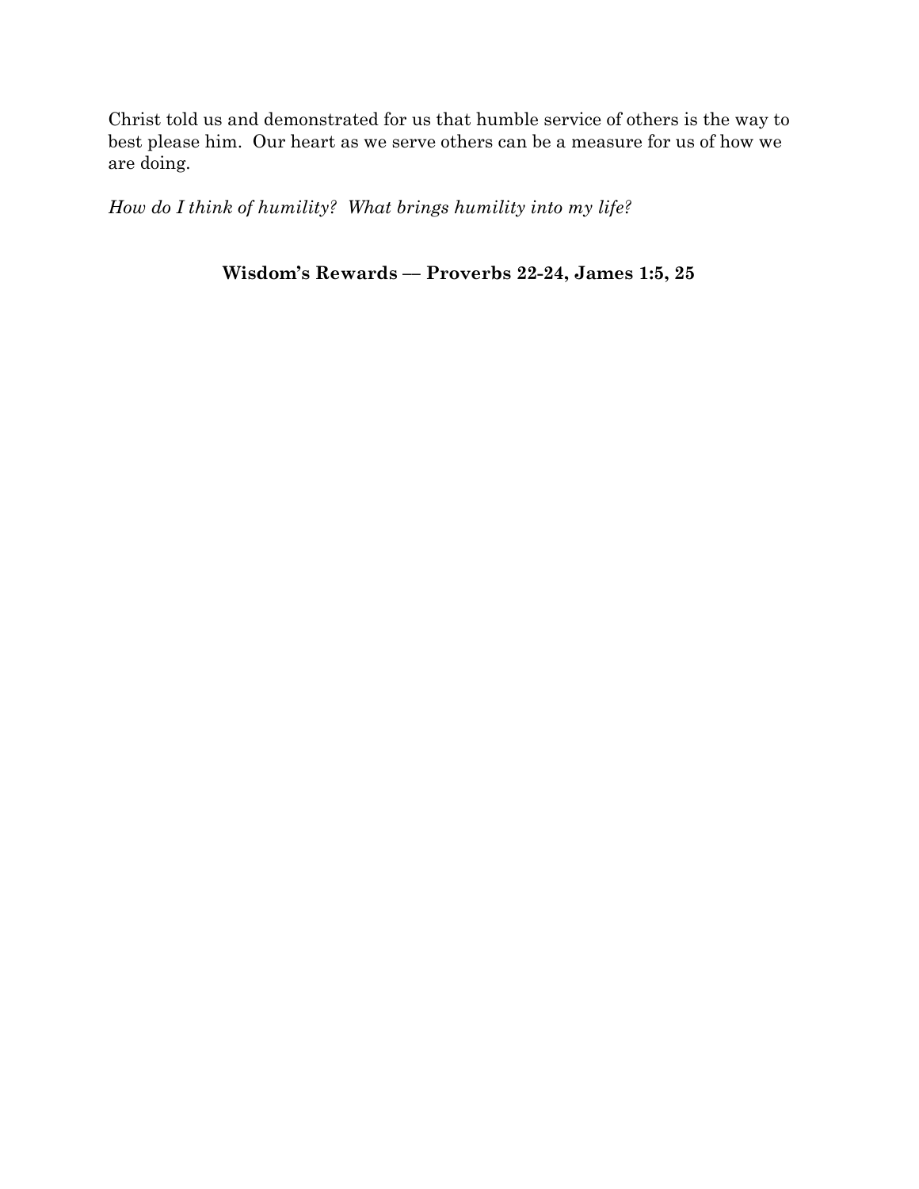Christ told us and demonstrated for us that humble service of others is the way to best please him.  Our heart as we serve others can be a measure for us of how we are doing.

*How do I think of humility?  What brings humility into my life?*

## Wisdom's Rewards — Proverbs 22-24, James 1:5, 25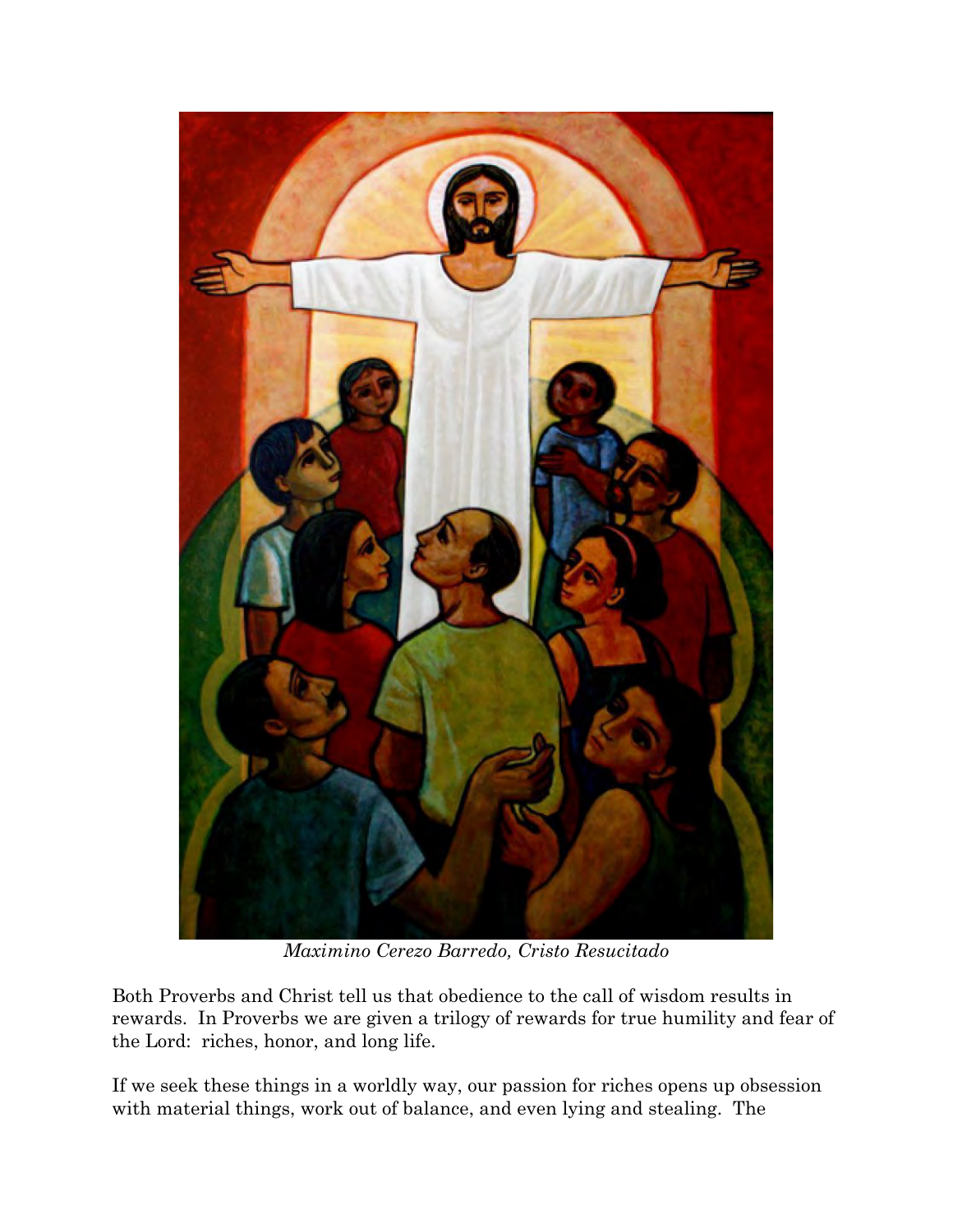*Maximino Cerezo Barredo, Cristo Resucitado*

Both Proverbs and Christ tell us that obedience to the call of wisdom results in rewards. In Proverbs we are given a trilogy of rewards for true humility and fear of the Lord: riches, honor, and long life.

If we seek these things in a worldly way, our passion for riches opens up obsession with material things, work out of balance, and even lying and stealing. The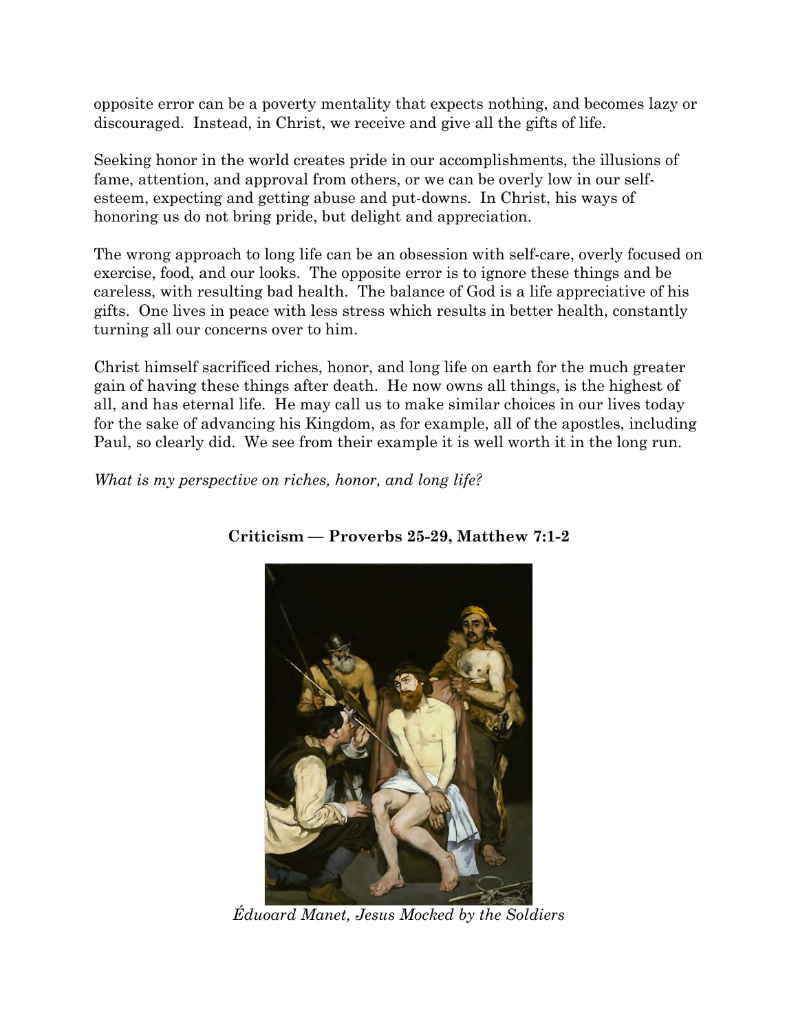opposite error can be a poverty mentality that expects nothing, and becomes lazy or discouraged. Instead, in Christ, we receive and give all the gifts of life.

Seeking honor in the world creates pride in our accomplishments, the illusions of fame, attention, and approval from others, or we can be overly low in our self-esteem, expecting and getting abuse and put-downs. In Christ, his ways of honoring us do not bring pride, but delight and appreciation.

The wrong approach to long life can be an obsession with self-care, overly focused on exercise, food, and our looks. The opposite error is to ignore these things and be careless, with resulting bad health. The balance of God is a life appreciative of his gifts. One lives in peace with less stress which results in better health, constantly turning all our concerns over to him.

Christ himself sacrificed riches, honor, and long life on earth for the much greater gain of having these things after death. He now owns all things, is the highest of all, and has eternal life. He may call us to make similar choices in our lives today for the sake of advancing his Kingdom, as for example, all of the apostles, including Paul, so clearly did. We see from their example it is well worth it in the long run.

*What is my perspective on riches, honor, and long life?*

## Criticism — Proverbs 25-29, Matthew 7:1-2

*Éduoard Manet, Jesus Mocked by the Soldiers*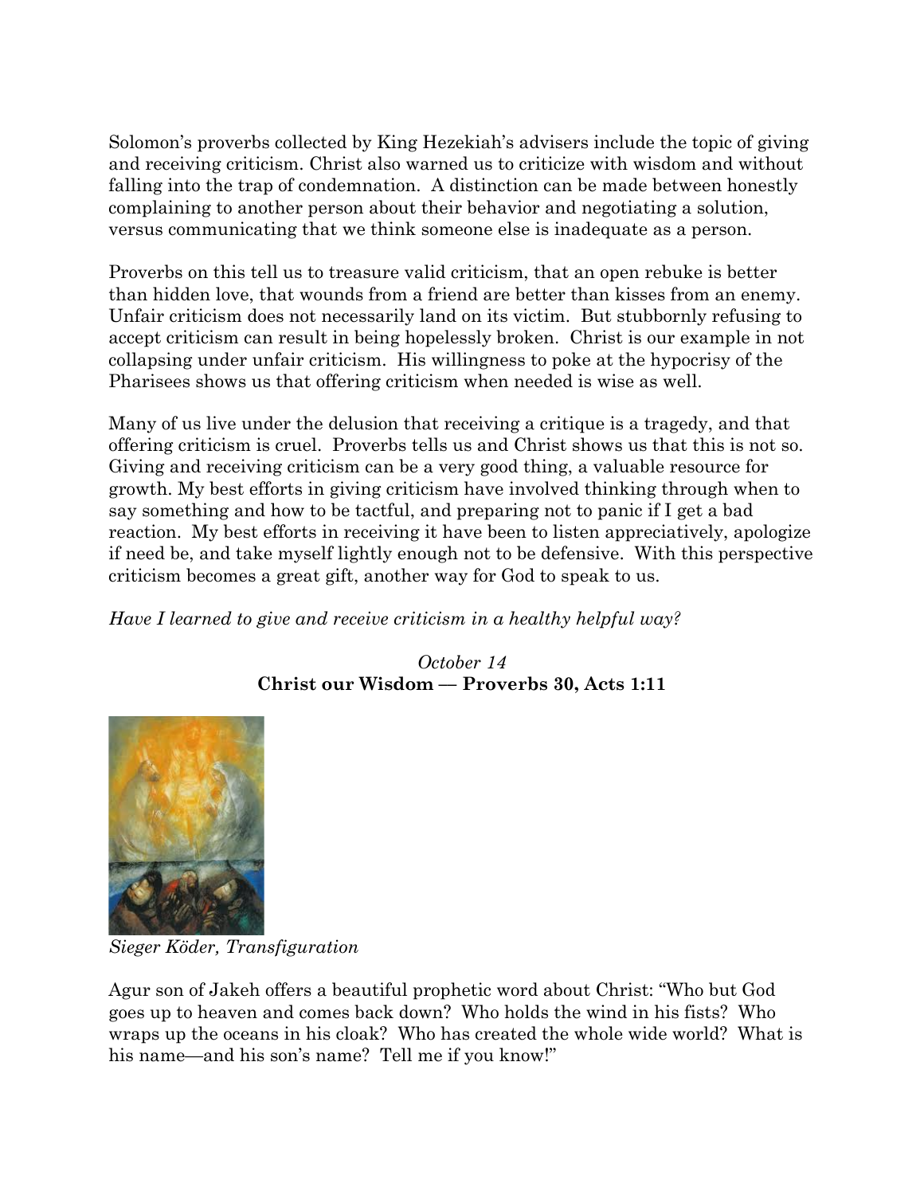Solomon's proverbs collected by King Hezekiah's advisers include the topic of giving and receiving criticism. Christ also warned us to criticize with wisdom and without falling into the trap of condemnation. A distinction can be made between honestly complaining to another person about their behavior and negotiating a solution, versus communicating that we think someone else is inadequate as a person.

Proverbs on this tell us to treasure valid criticism, that an open rebuke is better than hidden love, that wounds from a friend are better than kisses from an enemy. Unfair criticism does not necessarily land on its victim. But stubbornly refusing to accept criticism can result in being hopelessly broken. Christ is our example in not collapsing under unfair criticism. His willingness to poke at the hypocrisy of the Pharisees shows us that offering criticism when needed is wise as well.

Many of us live under the delusion that receiving a critique is a tragedy, and that offering criticism is cruel. Proverbs tells us and Christ shows us that this is not so. Giving and receiving criticism can be a very good thing, a valuable resource for growth. My best efforts in giving criticism have involved thinking through when to say something and how to be tactful, and preparing not to panic if I get a bad reaction. My best efforts in receiving it have been to listen appreciatively, apologize if need be, and take myself lightly enough not to be defensive. With this perspective criticism becomes a great gift, another way for God to speak to us.

*Have I learned to give and receive criticism in a healthy helpful way?*

*October 14*

**Christ our Wisdom — Proverbs 30, Acts 1:11**

*Sieger Köder, Transfiguration*

Agur son of Jakeh offers a beautiful prophetic word about Christ: "Who but God goes up to heaven and comes back down? Who holds the wind in his fists? Who wraps up the oceans in his cloak? Who has created the whole wide world? What is his name—and his son's name? Tell me if you know!"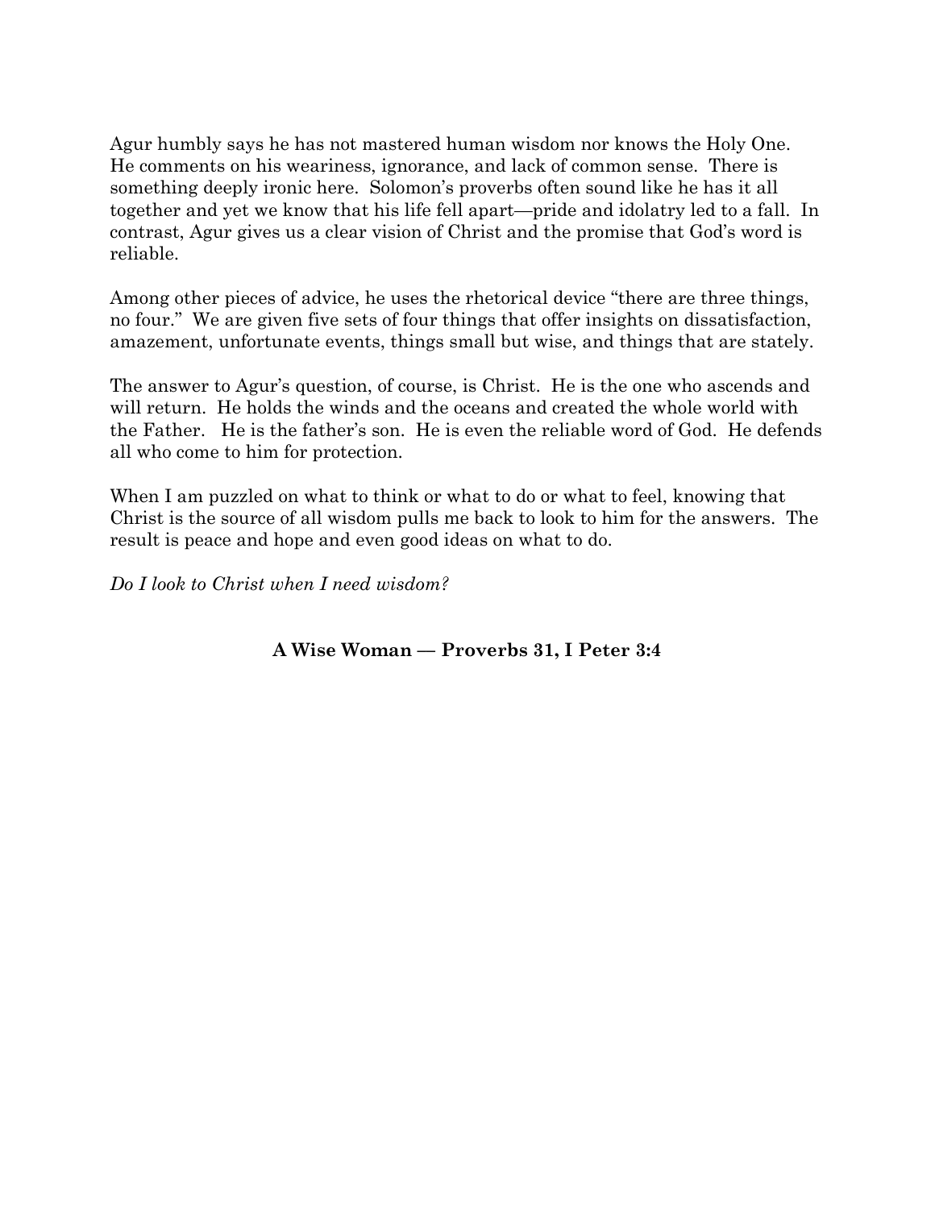Agur humbly says he has not mastered human wisdom nor knows the Holy One. He comments on his weariness, ignorance, and lack of common sense. There is something deeply ironic here. Solomon's proverbs often sound like he has it all together and yet we know that his life fell apart—pride and idolatry led to a fall. In contrast, Agur gives us a clear vision of Christ and the promise that God's word is reliable.

Among other pieces of advice, he uses the rhetorical device "there are three things, no four." We are given five sets of four things that offer insights on dissatisfaction, amazement, unfortunate events, things small but wise, and things that are stately.

The answer to Agur's question, of course, is Christ. He is the one who ascends and will return. He holds the winds and the oceans and created the whole world with the Father. He is the father's son. He is even the reliable word of God. He defends all who come to him for protection.

When I am puzzled on what to think or what to do or what to feel, knowing that Christ is the source of all wisdom pulls me back to look to him for the answers. The result is peace and hope and even good ideas on what to do.

*Do I look to Christ when I need wisdom?*

## A Wise Woman — Proverbs 31, I Peter 3:4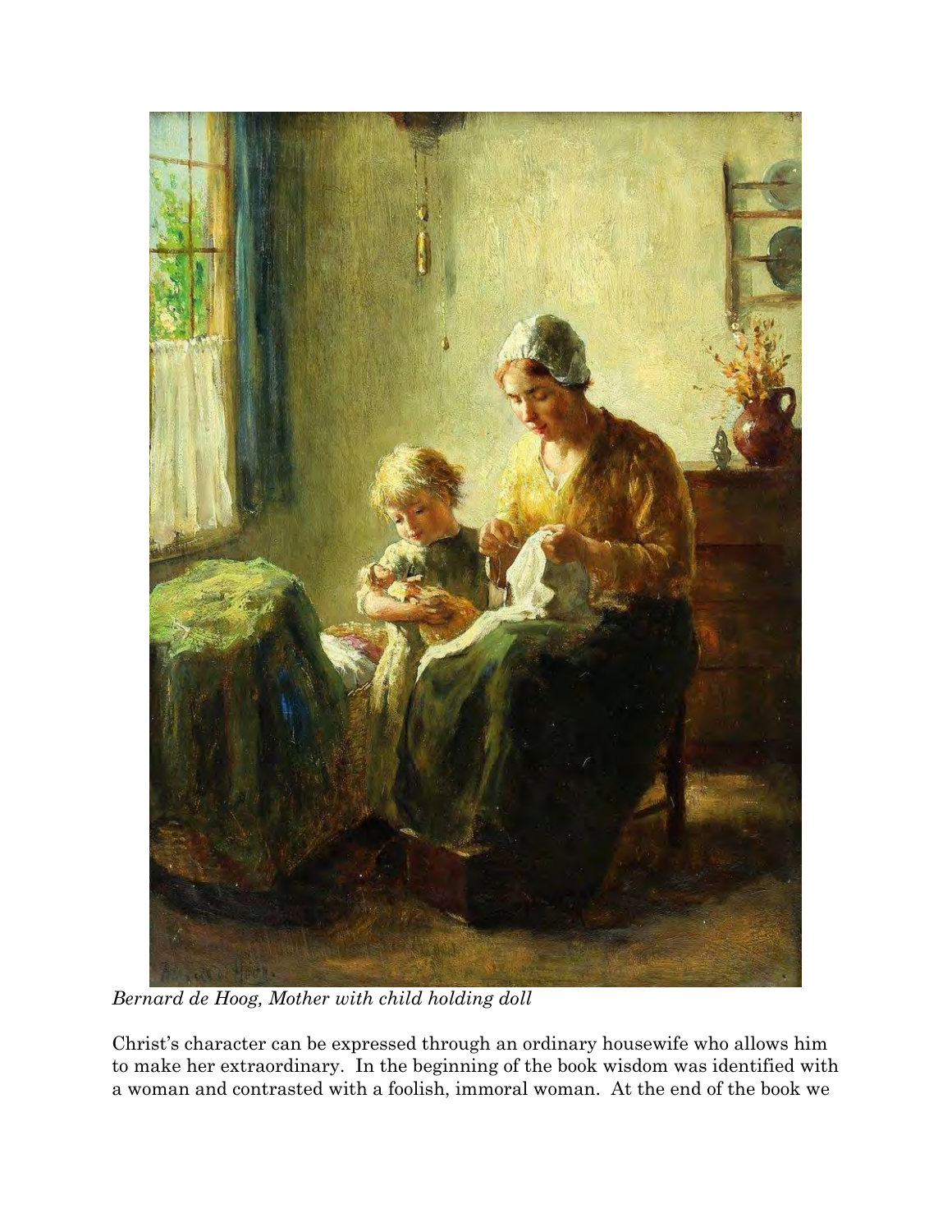*Bernard de Hoog, Mother with child holding doll*

Christ's character can be expressed through an ordinary housewife who allows him to make her extraordinary. In the beginning of the book wisdom was identified with a woman and contrasted with a foolish, immoral woman. At the end of the book we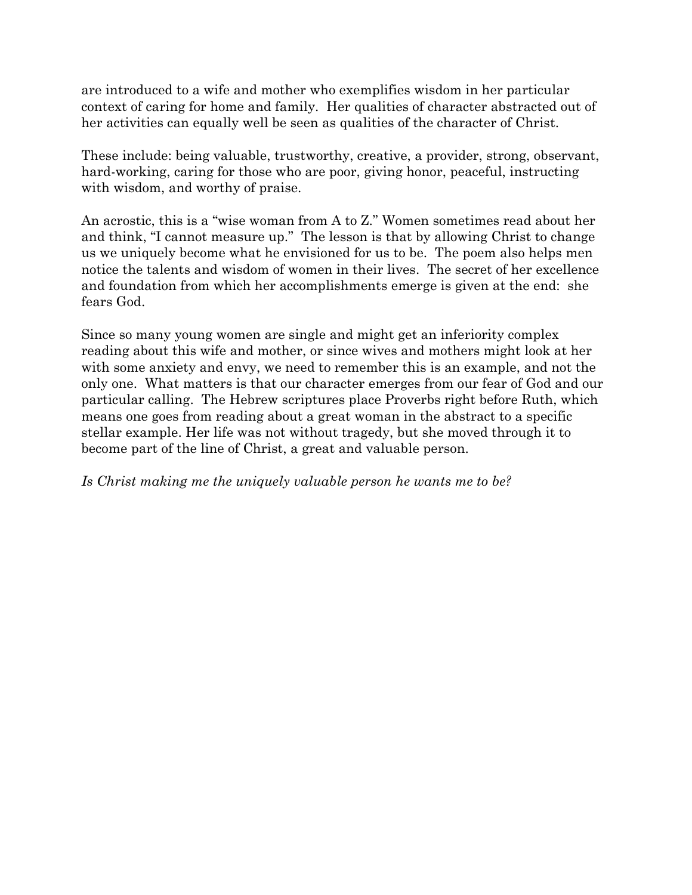are introduced to a wife and mother who exemplifies wisdom in her particular context of caring for home and family. Her qualities of character abstracted out of her activities can equally well be seen as qualities of the character of Christ.

These include: being valuable, trustworthy, creative, a provider, strong, observant, hard-working, caring for those who are poor, giving honor, peaceful, instructing with wisdom, and worthy of praise.

An acrostic, this is a "wise woman from A to Z." Women sometimes read about her and think, "I cannot measure up." The lesson is that by allowing Christ to change us we uniquely become what he envisioned for us to be. The poem also helps men notice the talents and wisdom of women in their lives. The secret of her excellence and foundation from which her accomplishments emerge is given at the end: she fears God.

Since so many young women are single and might get an inferiority complex reading about this wife and mother, or since wives and mothers might look at her with some anxiety and envy, we need to remember this is an example, and not the only one. What matters is that our character emerges from our fear of God and our particular calling. The Hebrew scriptures place Proverbs right before Ruth, which means one goes from reading about a great woman in the abstract to a specific stellar example. Her life was not without tragedy, but she moved through it to become part of the line of Christ, a great and valuable person.

*Is Christ making me the uniquely valuable person he wants me to be?*